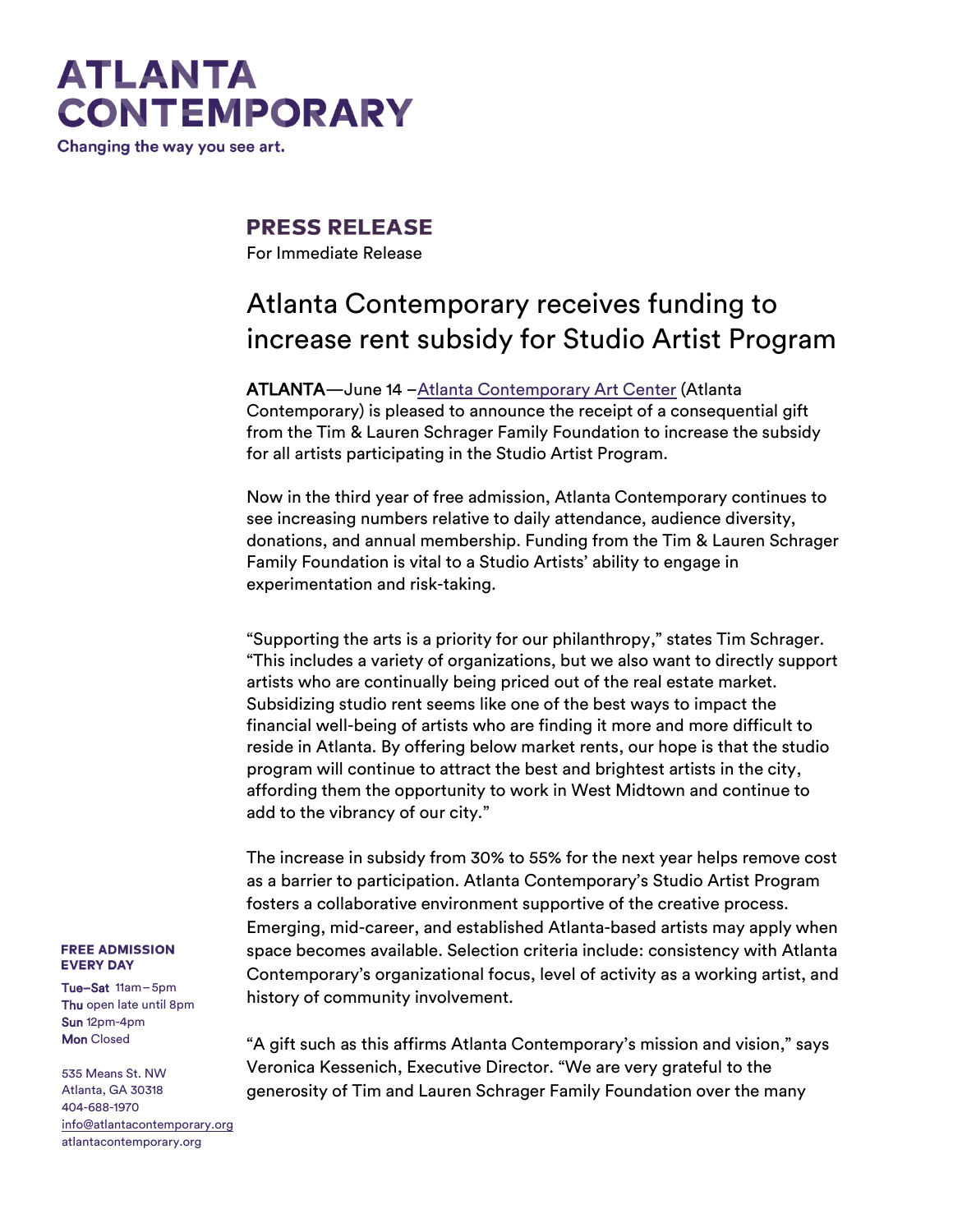# ATLANTA CONTEMPORARY

Changing the way you see art.

## PRESS RELEASE

For Immediate Release

# Atlanta Contemporary receives funding to increase rent subsidy for Studio Artist Program

**ATLANTA**—June 14 –Atlanta Contemporary Art Center (Atlanta Contemporary) is pleased to announce the receipt of a consequential gift from the Tim & Lauren Schrager Family Foundation to increase the subsidy for all artists participating in the Studio Artist Program.

Now in the third year of free admission, Atlanta Contemporary continues to see increasing numbers relative to daily attendance, audience diversity, donations, and annual membership. Funding from the Tim & Lauren Schrager Family Foundation is vital to a Studio Artists' ability to engage in experimentation and risk-taking.

"Supporting the arts is a priority for our philanthropy," states Tim Schrager. "This includes a variety of organizations, but we also want to directly support artists who are continually being priced out of the real estate market. Subsidizing studio rent seems like one of the best ways to impact the financial well-being of artists who are finding it more and more difficult to reside in Atlanta. By offering below market rents, our hope is that the studio program will continue to attract the best and brightest artists in the city, affording them the opportunity to work in West Midtown and continue to add to the vibrancy of our city."

The increase in subsidy from 30% to 55% for the next year helps remove cost as a barrier to participation. Atlanta Contemporary's Studio Artist Program fosters a collaborative environment supportive of the creative process. Emerging, mid-career, and established Atlanta-based artists may apply when space becomes available. Selection criteria include: consistency with Atlanta Contemporary's organizational focus, level of activity as a working artist, and history of community involvement.

"A gift such as this affirms Atlanta Contemporary's mission and vision," says Veronica Kessenich, Executive Director. "We are very grateful to the generosity of Tim and Lauren Schrager Family Foundation over the many

**FREE ADMISSION EVERY DAY**

**Tue–Sat** 11am – 5pm
**Thu** open late until 8pm
**Sun** 12pm-4pm
**Mon** Closed

535 Means St. NW
Atlanta, GA 30318
404-688-1970
info@atlantacontemporary.org
atlantacontemporary.org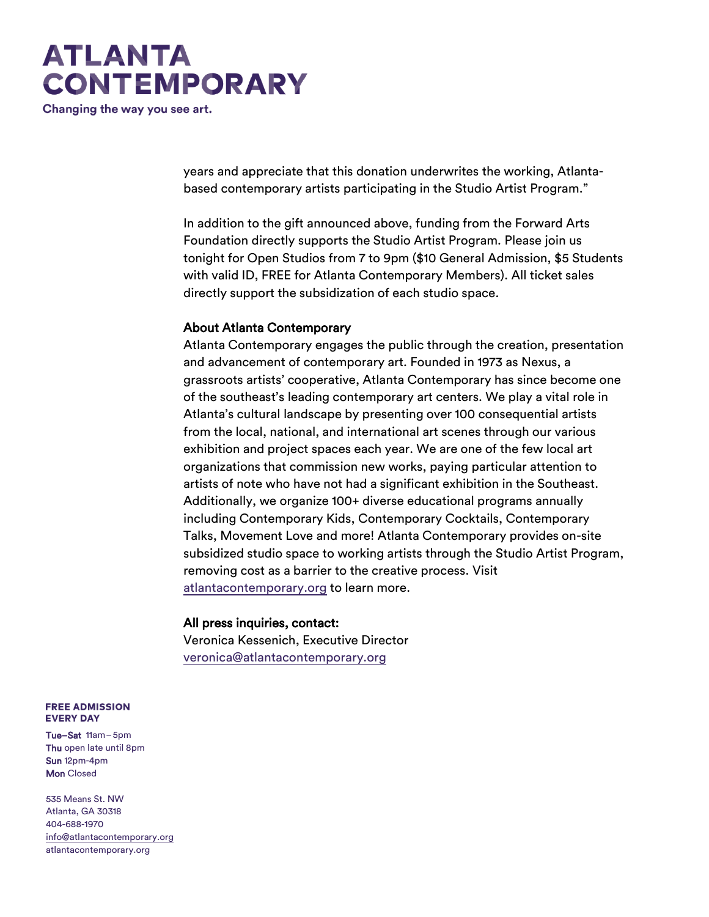years and appreciate that this donation underwrites the working, Atlanta-based contemporary artists participating in the Studio Artist Program."

In addition to the gift announced above, funding from the Forward Arts Foundation directly supports the Studio Artist Program. Please join us tonight for Open Studios from 7 to 9pm ($10 General Admission, $5 Students with valid ID, FREE for Atlanta Contemporary Members). All ticket sales directly support the subsidization of each studio space.

**About Atlanta Contemporary**

Atlanta Contemporary engages the public through the creation, presentation and advancement of contemporary art. Founded in 1973 as Nexus, a grassroots artists' cooperative, Atlanta Contemporary has since become one of the southeast's leading contemporary art centers. We play a vital role in Atlanta's cultural landscape by presenting over 100 consequential artists from the local, national, and international art scenes through our various exhibition and project spaces each year. We are one of the few local art organizations that commission new works, paying particular attention to artists of note who have not had a significant exhibition in the Southeast. Additionally, we organize 100+ diverse educational programs annually including Contemporary Kids, Contemporary Cocktails, Contemporary Talks, Movement Love and more! Atlanta Contemporary provides on-site subsidized studio space to working artists through the Studio Artist Program, removing cost as a barrier to the creative process. Visit atlantacontemporary.org to learn more.

**All press inquiries, contact:**

Veronica Kessenich, Executive Director
veronica@atlantacontemporary.org

**FREE ADMISSION EVERY DAY**

**Tue–Sat** 11am–5pm
**Thu** open late until 8pm
**Sun** 12pm-4pm
**Mon** Closed

535 Means St. NW
Atlanta, GA 30318
404-688-1970
info@atlantacontemporary.org
atlantacontemporary.org